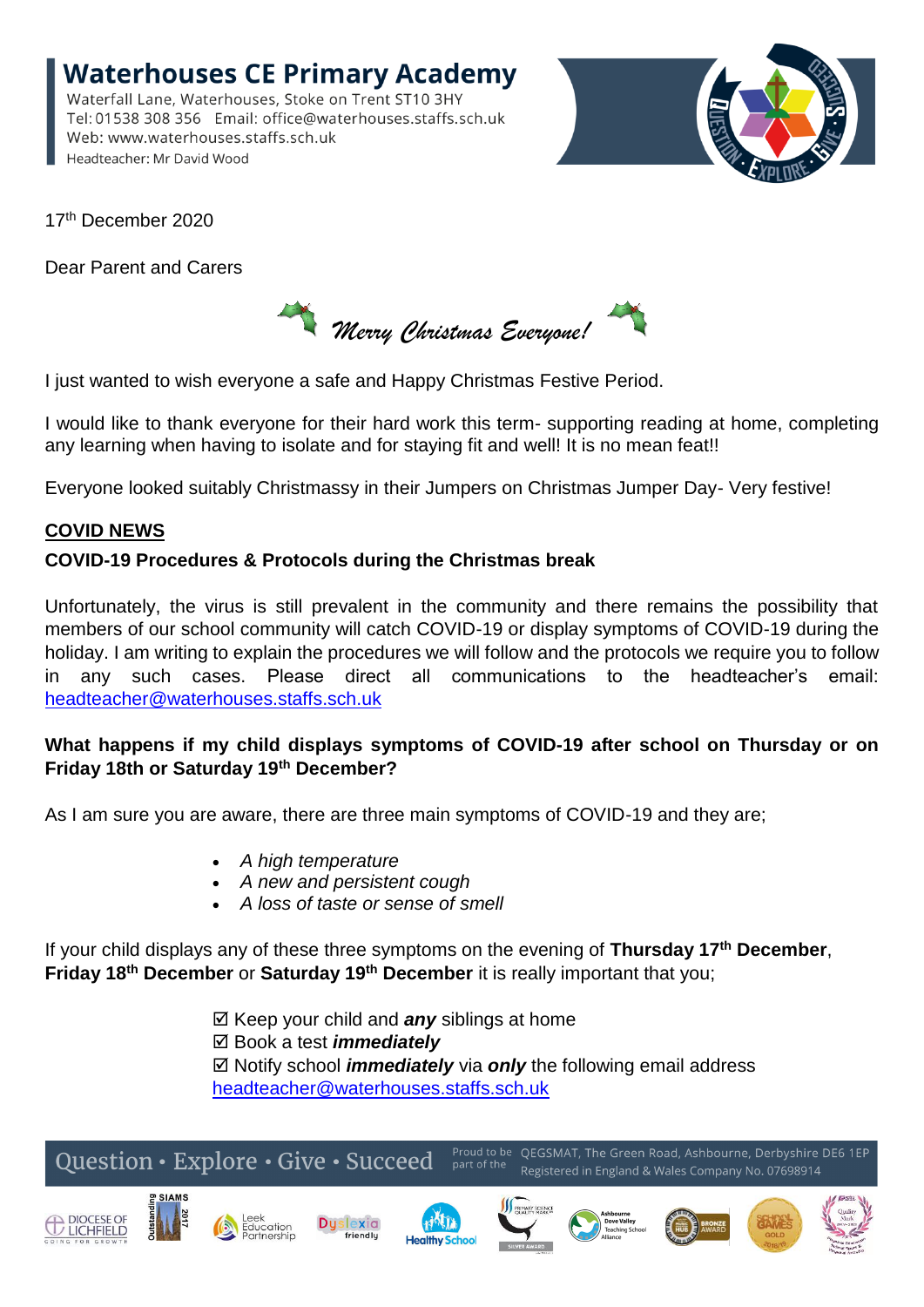# Waterhouses CE Primary Academy

Waterfall Lane, Waterhouses, Stoke on Trent ST10 3HY
Tel: 01538 308 356 Email: office@waterhouses.staffs.sch.uk
Web: www.waterhouses.staffs.sch.uk
Headteacher: Mr David Wood

17th December 2020

Dear Parent and Carers

*Merry Christmas Everyone!*

I just wanted to wish everyone a safe and Happy Christmas Festive Period.

I would like to thank everyone for their hard work this term- supporting reading at home, completing any learning when having to isolate and for staying fit and well! It is no mean feat!!

Everyone looked suitably Christmassy in their Jumpers on Christmas Jumper Day- Very festive!

## COVID NEWS

### COVID-19 Procedures & Protocols during the Christmas break

Unfortunately, the virus is still prevalent in the community and there remains the possibility that members of our school community will catch COVID-19 or display symptoms of COVID-19 during the holiday. I am writing to explain the procedures we will follow and the protocols we require you to follow in any such cases. Please direct all communications to the headteacher's email: headteacher@waterhouses.staffs.sch.uk

**What happens if my child displays symptoms of COVID-19 after school on Thursday or on Friday 18th or Saturday 19th December?**

As I am sure you are aware, there are three main symptoms of COVID-19 and they are;

- *A high temperature*
- *A new and persistent cough*
- *A loss of taste or sense of smell*

If your child displays any of these three symptoms on the evening of **Thursday 17th December**, **Friday 18th December** or **Saturday 19th December** it is really important that you;

☑ Keep your child and ***any*** siblings at home
☑ Book a test ***immediately***
☑ Notify school ***immediately*** via ***only*** the following email address headteacher@waterhouses.staffs.sch.uk

Question • Explore • Give • Succeed

Proud to be part of the QEGSMAT, The Green Road, Ashbourne, Derbyshire DE6 1EP
Registered in England & Wales Company No. 07698914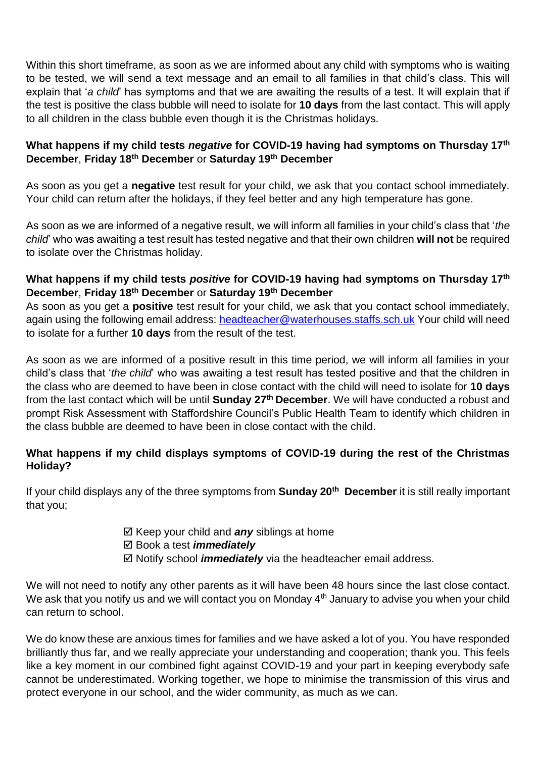Within this short timeframe, as soon as we are informed about any child with symptoms who is waiting to be tested, we will send a text message and an email to all families in that child's class. This will explain that '*a child*' has symptoms and that we are awaiting the results of a test. It will explain that if the test is positive the class bubble will need to isolate for **10 days** from the last contact. This will apply to all children in the class bubble even though it is the Christmas holidays.

**What happens if my child tests *negative* for COVID-19 having had symptoms on Thursday 17th December, Friday 18th December or Saturday 19th December**

As soon as you get a **negative** test result for your child, we ask that you contact school immediately. Your child can return after the holidays, if they feel better and any high temperature has gone.

As soon as we are informed of a negative result, we will inform all families in your child's class that '*the child*' who was awaiting a test result has tested negative and that their own children **will not** be required to isolate over the Christmas holiday.

**What happens if my child tests *positive* for COVID-19 having had symptoms on Thursday 17th December, Friday 18th December or Saturday 19th December**

As soon as you get a **positive** test result for your child, we ask that you contact school immediately, again using the following email address: headteacher@waterhouses.staffs.sch.uk Your child will need to isolate for a further **10 days** from the result of the test.

As soon as we are informed of a positive result in this time period, we will inform all families in your child's class that '*the child*' who was awaiting a test result has tested positive and that the children in the class who are deemed to have been in close contact with the child will need to isolate for **10 days** from the last contact which will be until **Sunday 27th December**. We will have conducted a robust and prompt Risk Assessment with Staffordshire Council's Public Health Team to identify which children in the class bubble are deemed to have been in close contact with the child.

**What happens if my child displays symptoms of COVID-19 during the rest of the Christmas Holiday?**

If your child displays any of the three symptoms from **Sunday 20th December** it is still really important that you;

- ☑ Keep your child and ***any*** siblings at home
- ☑ Book a test ***immediately***
- ☑ Notify school ***immediately*** via the headteacher email address.

We will not need to notify any other parents as it will have been 48 hours since the last close contact. We ask that you notify us and we will contact you on Monday 4th January to advise you when your child can return to school.

We do know these are anxious times for families and we have asked a lot of you. You have responded brilliantly thus far, and we really appreciate your understanding and cooperation; thank you. This feels like a key moment in our combined fight against COVID-19 and your part in keeping everybody safe cannot be underestimated. Working together, we hope to minimise the transmission of this virus and protect everyone in our school, and the wider community, as much as we can.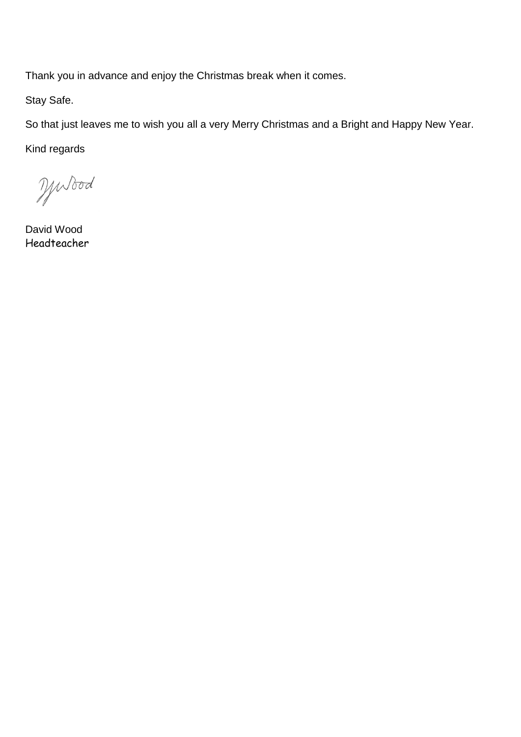Thank you in advance and enjoy the Christmas break when it comes.

Stay Safe.

So that just leaves me to wish you all a very Merry Christmas and a Bright and Happy New Year.

Kind regards

David Wood
Headteacher